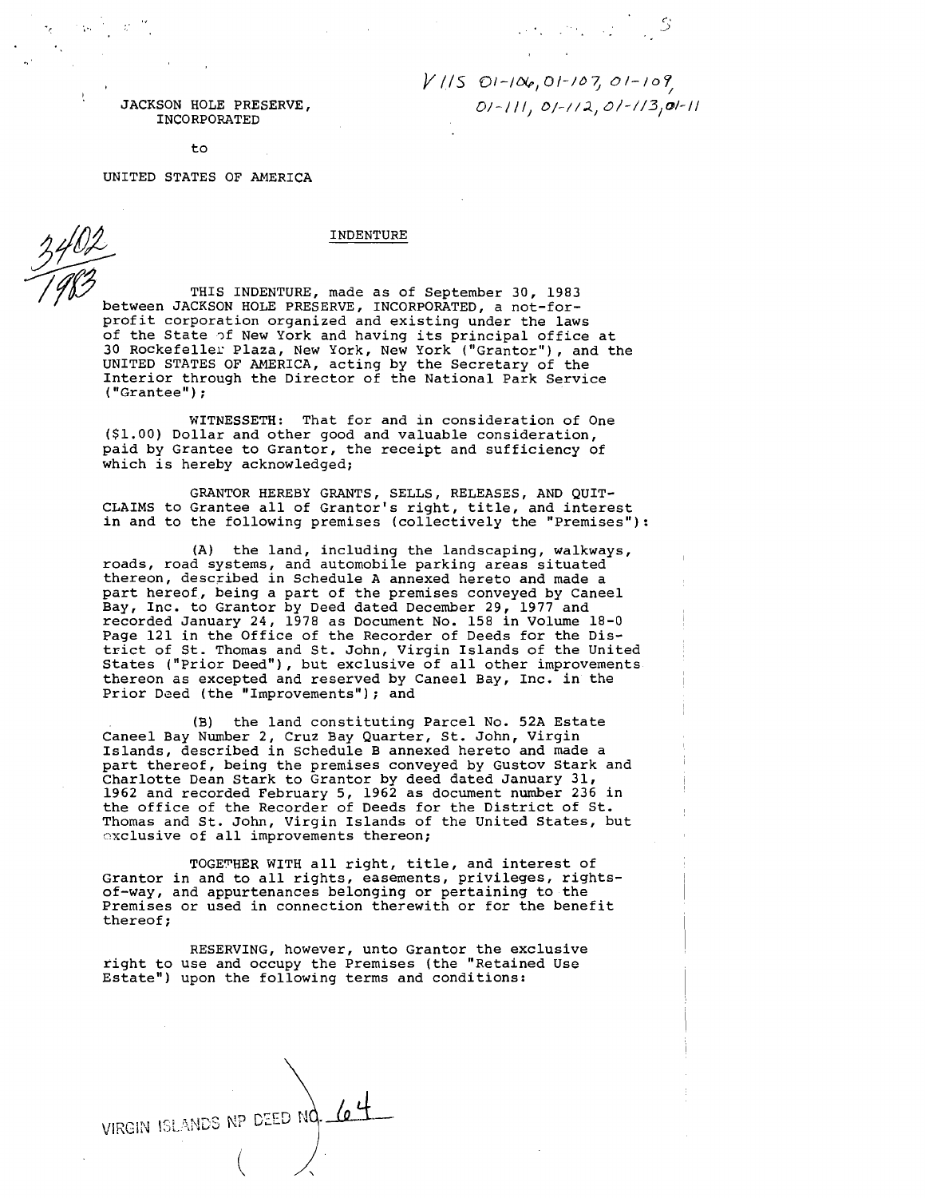VIIS 01-106, 01-107, 01-109, 01-111, 01-112, 01-113, 01-11

JACKSON HOLE PRESERVE, INCORPORATED

to

UNITED STATES OF AMERICA

3402/1983

INDENTURE

THIS INDENTURE, made as of September 30, 1983 between JACKSON HOLE PRESERVE, INCORPORATED, a not-for-profit corporation organized and existing under the laws of the State of New York and having its principal office at 30 Rockefeller Plaza, New York, New York ("Grantor"), and the UNITED STATES OF AMERICA, acting by the Secretary of the Interior through the Director of the National Park Service ("Grantee");

WITNESSETH: That for and in consideration of One ($1.00) Dollar and other good and valuable consideration, paid by Grantee to Grantor, the receipt and sufficiency of which is hereby acknowledged;

GRANTOR HEREBY GRANTS, SELLS, RELEASES, AND QUIT-CLAIMS to Grantee all of Grantor's right, title, and interest in and to the following premises (collectively the "Premises"):

(A) the land, including the landscaping, walkways, roads, road systems, and automobile parking areas situated thereon, described in Schedule A annexed hereto and made a part hereof, being a part of the premises conveyed by Caneel Bay, Inc. to Grantor by Deed dated December 29, 1977 and recorded January 24, 1978 as Document No. 158 in Volume 18-0 Page 121 in the Office of the Recorder of Deeds for the District of St. Thomas and St. John, Virgin Islands of the United States ("Prior Deed"), but exclusive of all other improvements thereon as excepted and reserved by Caneel Bay, Inc. in the Prior Deed (the "Improvements"); and

(B) the land constituting Parcel No. 52A Estate Caneel Bay Number 2, Cruz Bay Quarter, St. John, Virgin Islands, described in Schedule B annexed hereto and made a part thereof, being the premises conveyed by Gustov Stark and Charlotte Dean Stark to Grantor by deed dated January 31, 1962 and recorded February 5, 1962 as document number 236 in the office of the Recorder of Deeds for the District of St. Thomas and St. John, Virgin Islands of the United States, but exclusive of all improvements thereon;

TOGETHER WITH all right, title, and interest of Grantor in and to all rights, easements, privileges, rights-of-way, and appurtenances belonging or pertaining to the Premises or used in connection therewith or for the benefit thereof;

RESERVING, however, unto Grantor the exclusive right to use and occupy the Premises (the "Retained Use Estate") upon the following terms and conditions:

VIRGIN ISLANDS NP DEED NO. 64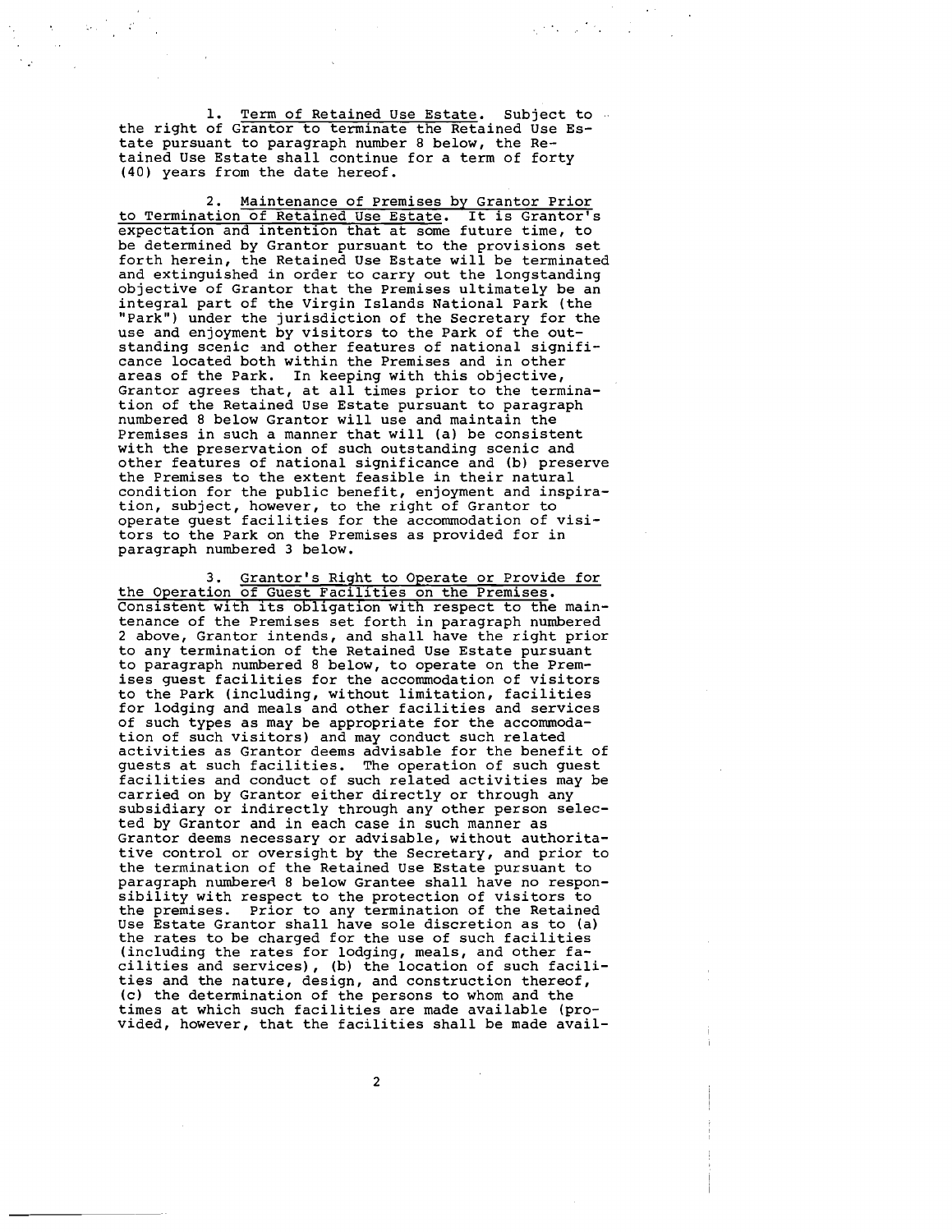1. Term of Retained Use Estate. Subject to the right of Grantor to terminate the Retained Use Estate pursuant to paragraph number 8 below, the Retained Use Estate shall continue for a term of forty (40) years from the date hereof.

2. Maintenance of Premises by Grantor Prior to Termination of Retained Use Estate. It is Grantor's expectation and intention that at some future time, to be determined by Grantor pursuant to the provisions set forth herein, the Retained Use Estate will be terminated and extinguished in order to carry out the longstanding objective of Grantor that the Premises ultimately be an integral part of the Virgin Islands National Park (the "Park") under the jurisdiction of the Secretary for the use and enjoyment by visitors to the Park of the outstanding scenic and other features of national significance located both within the Premises and in other areas of the Park. In keeping with this objective, Grantor agrees that, at all times prior to the termination of the Retained Use Estate pursuant to paragraph numbered 8 below Grantor will use and maintain the Premises in such a manner that will (a) be consistent with the preservation of such outstanding scenic and other features of national significance and (b) preserve the Premises to the extent feasible in their natural condition for the public benefit, enjoyment and inspiration, subject, however, to the right of Grantor to operate guest facilities for the accommodation of visitors to the Park on the Premises as provided for in paragraph numbered 3 below.

3. Grantor's Right to Operate or Provide for the Operation of Guest Facilities on the Premises. Consistent with its obligation with respect to the maintenance of the Premises set forth in paragraph numbered 2 above, Grantor intends, and shall have the right prior to any termination of the Retained Use Estate pursuant to paragraph numbered 8 below, to operate on the Premises guest facilities for the accommodation of visitors to the Park (including, without limitation, facilities for lodging and meals and other facilities and services of such types as may be appropriate for the accommodation of such visitors) and may conduct such related activities as Grantor deems advisable for the benefit of guests at such facilities. The operation of such guest facilities and conduct of such related activities may be carried on by Grantor either directly or through any subsidiary or indirectly through any other person selected by Grantor and in each case in such manner as Grantor deems necessary or advisable, without authoritative control or oversight by the Secretary, and prior to the termination of the Retained Use Estate pursuant to paragraph numbered 8 below Grantee shall have no responsibility with respect to the protection of visitors to the premises. Prior to any termination of the Retained Use Estate Grantor shall have sole discretion as to (a) the rates to be charged for the use of such facilities (including the rates for lodging, meals, and other facilities and services), (b) the location of such facilities and the nature, design, and construction thereof, (c) the determination of the persons to whom and the times at which such facilities are made available (provided, however, that the facilities shall be made avail-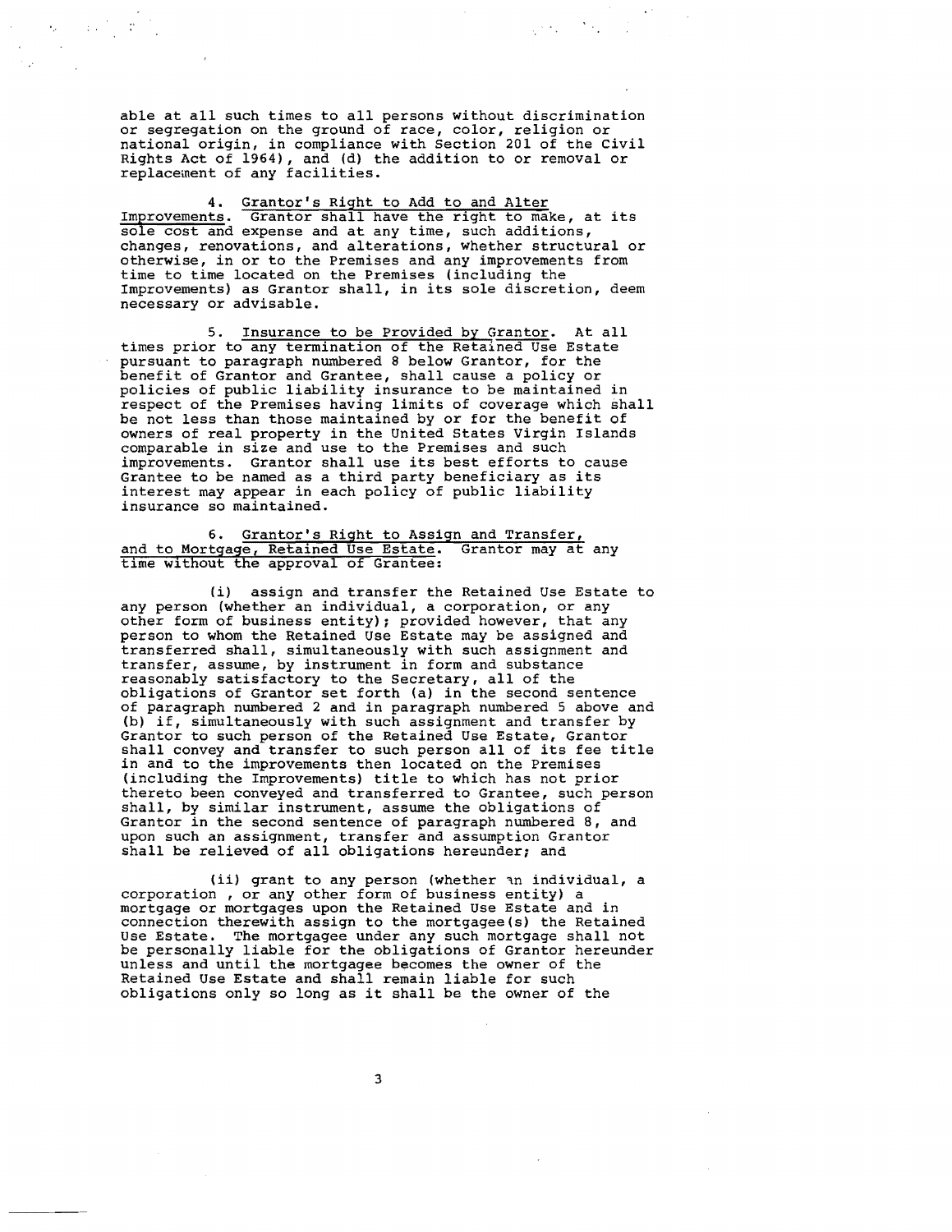able at all such times to all persons without discrimination or segregation on the ground of race, color, religion or national origin, in compliance with Section 201 of the Civil Rights Act of 1964), and (d) the addition to or removal or replacement of any facilities.

4. Grantor's Right to Add to and Alter Improvements. Grantor shall have the right to make, at its sole cost and expense and at any time, such additions, changes, renovations, and alterations, whether structural or otherwise, in or to the Premises and any improvements from time to time located on the Premises (including the Improvements) as Grantor shall, in its sole discretion, deem necessary or advisable.

5. Insurance to be Provided by Grantor. At all times prior to any termination of the Retained Use Estate pursuant to paragraph numbered 8 below Grantor, for the benefit of Grantor and Grantee, shall cause a policy or policies of public liability insurance to be maintained in respect of the Premises having limits of coverage which shall be not less than those maintained by or for the benefit of owners of real property in the United States Virgin Islands comparable in size and use to the Premises and such improvements. Grantor shall use its best efforts to cause Grantee to be named as a third party beneficiary as its interest may appear in each policy of public liability insurance so maintained.

6. Grantor's Right to Assign and Transfer, and to Mortgage, Retained Use Estate. Grantor may at any time without the approval of Grantee:

(i) assign and transfer the Retained Use Estate to any person (whether an individual, a corporation, or any other form of business entity); provided however, that any person to whom the Retained Use Estate may be assigned and transferred shall, simultaneously with such assignment and transfer, assume, by instrument in form and substance reasonably satisfactory to the Secretary, all of the obligations of Grantor set forth (a) in the second sentence of paragraph numbered 2 and in paragraph numbered 5 above and (b) if, simultaneously with such assignment and transfer by Grantor to such person of the Retained Use Estate, Grantor shall convey and transfer to such person all of its fee title in and to the improvements then located on the Premises (including the Improvements) title to which has not prior thereto been conveyed and transferred to Grantee, such person shall, by similar instrument, assume the obligations of Grantor in the second sentence of paragraph numbered 8, and upon such an assignment, transfer and assumption Grantor shall be relieved of all obligations hereunder; and

(ii) grant to any person (whether an individual, a corporation , or any other form of business entity) a mortgage or mortgages upon the Retained Use Estate and in connection therewith assign to the mortgagee(s) the Retained Use Estate. The mortgagee under any such mortgage shall not be personally liable for the obligations of Grantor hereunder unless and until the mortgagee becomes the owner of the Retained Use Estate and shall remain liable for such obligations only so long as it shall be the owner of the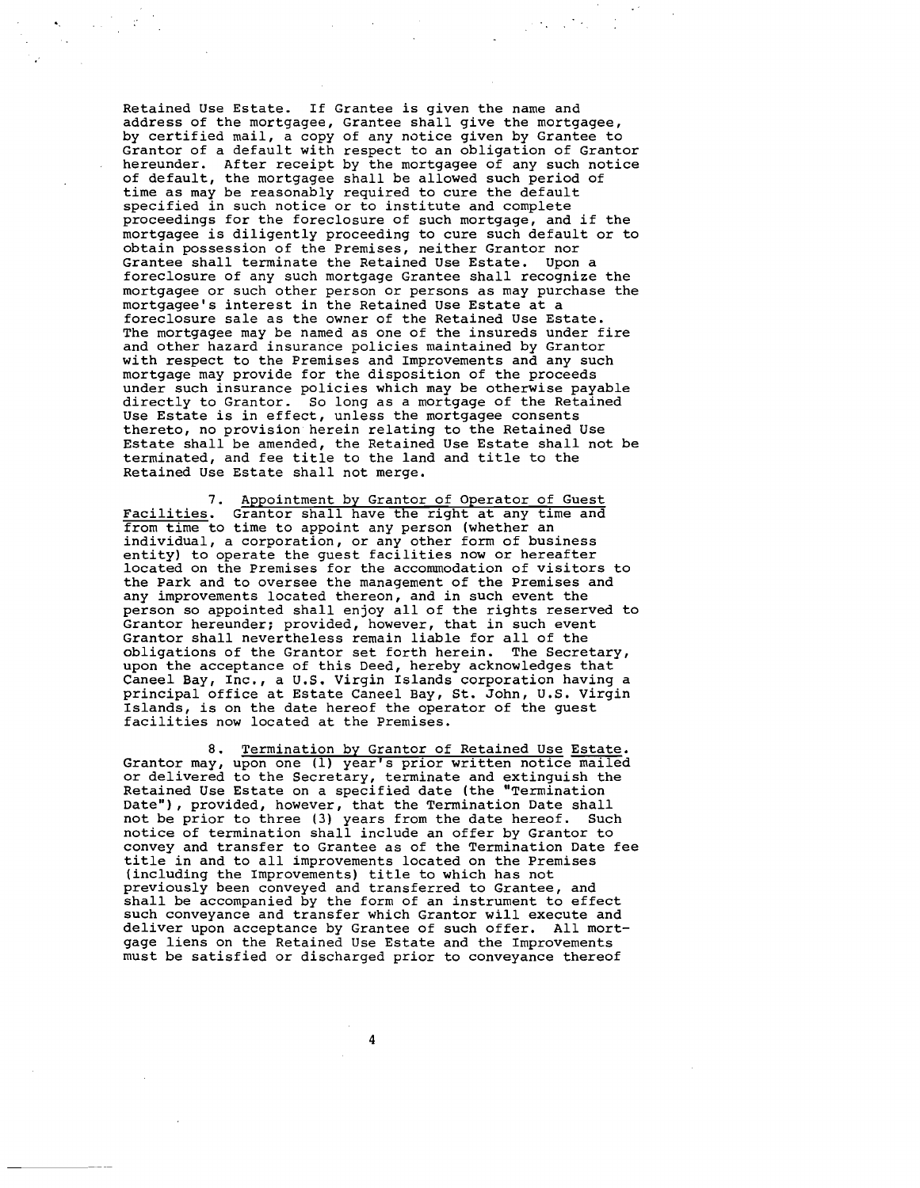Retained Use Estate. If Grantee is given the name and address of the mortgagee, Grantee shall give the mortgagee, by certified mail, a copy of any notice given by Grantee to Grantor of a default with respect to an obligation of Grantor hereunder. After receipt by the mortgagee of any such notice of default, the mortgagee shall be allowed such period of time as may be reasonably required to cure the default specified in such notice or to institute and complete proceedings for the foreclosure of such mortgage, and if the mortgagee is diligently proceeding to cure such default or to obtain possession of the Premises, neither Grantor nor Grantee shall terminate the Retained Use Estate. Upon a foreclosure of any such mortgage Grantee shall recognize the mortgagee or such other person or persons as may purchase the mortgagee's interest in the Retained Use Estate at a foreclosure sale as the owner of the Retained Use Estate. The mortgagee may be named as one of the insureds under fire and other hazard insurance policies maintained by Grantor with respect to the Premises and Improvements and any such mortgage may provide for the disposition of the proceeds under such insurance policies which may be otherwise payable directly to Grantor. So long as a mortgage of the Retained Use Estate is in effect, unless the mortgagee consents thereto, no provision herein relating to the Retained Use Estate shall be amended, the Retained Use Estate shall not be terminated, and fee title to the land and title to the Retained Use Estate shall not merge.

7. Appointment by Grantor of Operator of Guest Facilities. Grantor shall have the right at any time and from time to time to appoint any person (whether an individual, a corporation, or any other form of business entity) to operate the guest facilities now or hereafter located on the Premises for the accommodation of visitors to the Park and to oversee the management of the Premises and any improvements located thereon, and in such event the person so appointed shall enjoy all of the rights reserved to Grantor hereunder; provided, however, that in such event Grantor shall nevertheless remain liable for all of the obligations of the Grantor set forth herein. The Secretary, upon the acceptance of this Deed, hereby acknowledges that Caneel Bay, Inc., a U.S. Virgin Islands corporation having a principal office at Estate Caneel Bay, St. John, U.S. Virgin Islands, is on the date hereof the operator of the guest facilities now located at the Premises.

8. Termination by Grantor of Retained Use Estate. Grantor may, upon one (1) year's prior written notice mailed or delivered to the Secretary, terminate and extinguish the Retained Use Estate on a specified date (the "Termination Date"), provided, however, that the Termination Date shall not be prior to three (3) years from the date hereof. Such notice of termination shall include an offer by Grantor to convey and transfer to Grantee as of the Termination Date fee title in and to all improvements located on the Premises (including the Improvements) title to which has not previously been conveyed and transferred to Grantee, and shall be accompanied by the form of an instrument to effect such conveyance and transfer which Grantor will execute and deliver upon acceptance by Grantee of such offer. All mortgage liens on the Retained Use Estate and the Improvements must be satisfied or discharged prior to conveyance thereof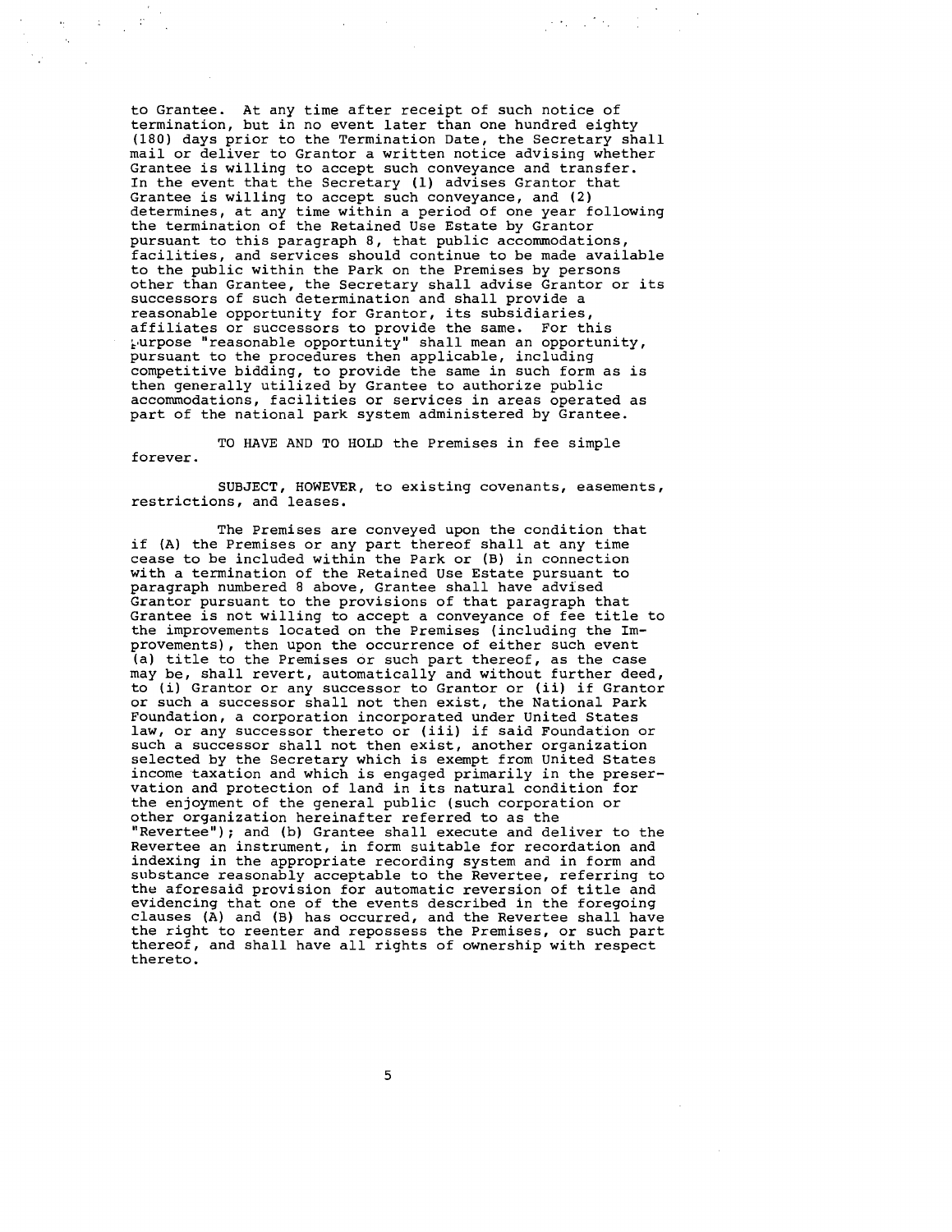to Grantee. At any time after receipt of such notice of termination, but in no event later than one hundred eighty (180) days prior to the Termination Date, the Secretary shall mail or deliver to Grantor a written notice advising whether Grantee is willing to accept such conveyance and transfer. In the event that the Secretary (1) advises Grantor that Grantee is willing to accept such conveyance, and (2) determines, at any time within a period of one year following the termination of the Retained Use Estate by Grantor pursuant to this paragraph 8, that public accommodations, facilities, and services should continue to be made available to the public within the Park on the Premises by persons other than Grantee, the Secretary shall advise Grantor or its successors of such determination and shall provide a reasonable opportunity for Grantor, its subsidiaries, affiliates or successors to provide the same. For this purpose "reasonable opportunity" shall mean an opportunity, pursuant to the procedures then applicable, including competitive bidding, to provide the same in such form as is then generally utilized by Grantee to authorize public accommodations, facilities or services in areas operated as part of the national park system administered by Grantee.

TO HAVE AND TO HOLD the Premises in fee simple forever.

SUBJECT, HOWEVER, to existing covenants, easements, restrictions, and leases.

The Premises are conveyed upon the condition that if (A) the Premises or any part thereof shall at any time cease to be included within the Park or (B) in connection with a termination of the Retained Use Estate pursuant to paragraph numbered 8 above, Grantee shall have advised Grantor pursuant to the provisions of that paragraph that Grantee is not willing to accept a conveyance of fee title to the improvements located on the Premises (including the Improvements), then upon the occurrence of either such event (a) title to the Premises or such part thereof, as the case may be, shall revert, automatically and without further deed, to (i) Grantor or any successor to Grantor or (ii) if Grantor or such a successor shall not then exist, the National Park Foundation, a corporation incorporated under United States law, or any successor thereto or (iii) if said Foundation or such a successor shall not then exist, another organization selected by the Secretary which is exempt from United States income taxation and which is engaged primarily in the preservation and protection of land in its natural condition for the enjoyment of the general public (such corporation or other organization hereinafter referred to as the "Revertee"); and (b) Grantee shall execute and deliver to the Revertee an instrument, in form suitable for recordation and indexing in the appropriate recording system and in form and substance reasonably acceptable to the Revertee, referring to the aforesaid provision for automatic reversion of title and evidencing that one of the events described in the foregoing clauses (A) and (B) has occurred, and the Revertee shall have the right to reenter and repossess the Premises, or such part thereof, and shall have all rights of ownership with respect thereto.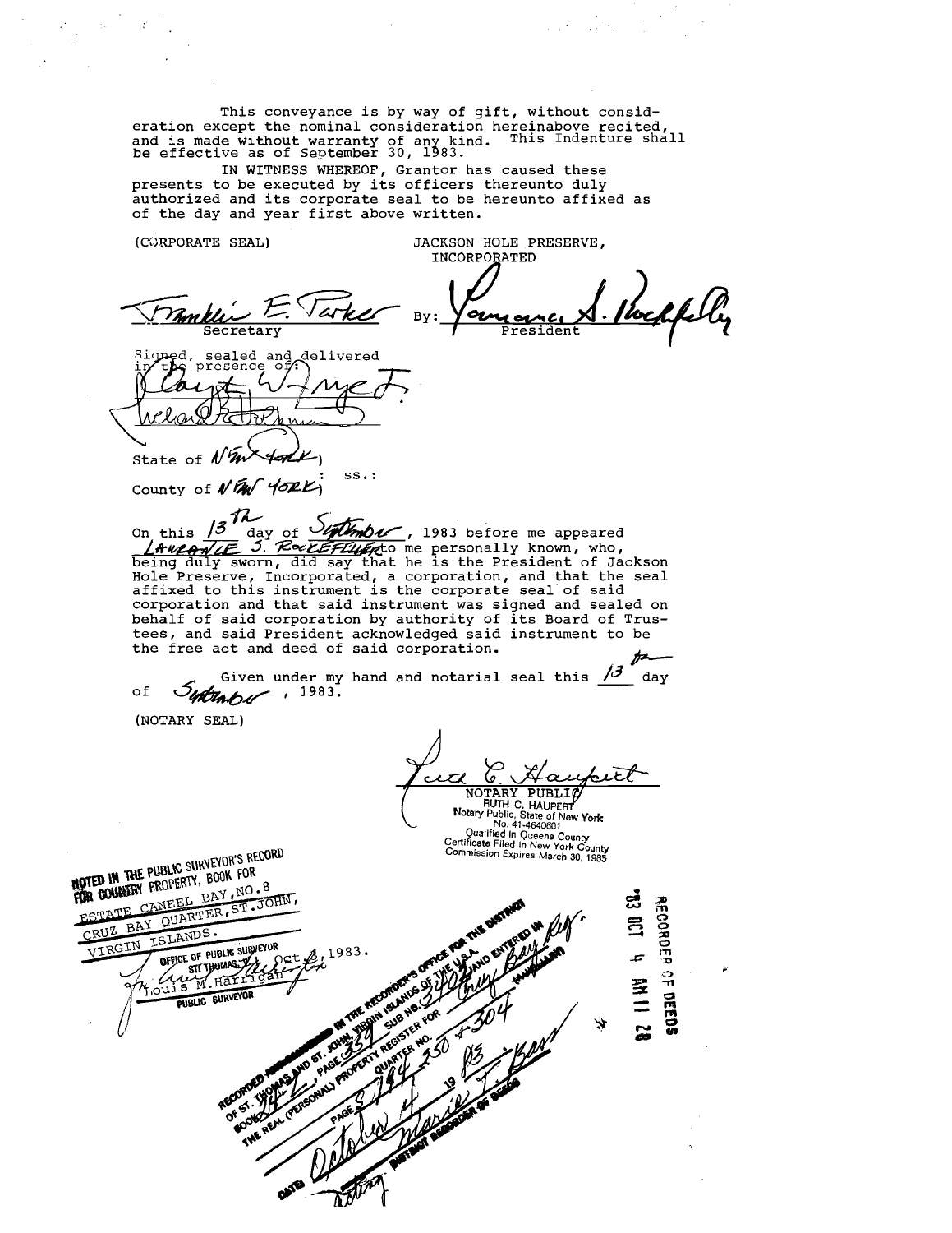This conveyance is by way of gift, without consideration except the nominal consideration hereinabove recited, and is made without warranty of any kind. This Indenture shall be effective as of September 30, 1983.

IN WITNESS WHEREOF, Grantor has caused these presents to be executed by its officers thereunto duly authorized and its corporate seal to be hereunto affixed as of the day and year first above written.

(CORPORATE SEAL)

JACKSON HOLE PRESERVE, INCORPORATED

Franklin E. Parker
Secretary

By: Laurance S. Rockefeller
President

Signed, sealed and delivered in the presence of:

State of NEW YORK )
: ss.:
County of NEW YORK )

On this 13th day of September, 1983 before me appeared LAURANCE S. ROCKEFELLER to me personally known, who, being duly sworn, did say that he is the President of Jackson Hole Preserve, Incorporated, a corporation, and that the seal affixed to this instrument is the corporate seal of said corporation and that said instrument was signed and sealed on behalf of said corporation by authority of its Board of Trustees, and said President acknowledged said instrument to be the free act and deed of said corporation.

Given under my hand and notarial seal this 13th day of September, 1983.

(NOTARY SEAL)

Ruth C. Haupert
NOTARY PUBLIC
RUTH C. HAUPERT
Notary Public, State of New York
No. 41-4640601
Qualified in Queens County
Certificate Filed in New York County
Commission Expires March 30, 1985

NOTED IN THE PUBLIC SURVEYOR'S RECORD FOR COUNTRY PROPERTY, BOOK FOR ESTATE CANEEL BAY, NO. 8 CRUZ BAY QUARTER, ST. JOHN, VIRGIN ISLANDS.
OFFICE OF PUBLIC SURVEYOR
ST. THOMAS, V.I. Oct 4, 1983.
Louis M. Harrigan
PUBLIC SURVEYOR

RECORDED IN THE RECORDER'S OFFICE FOR THE DISTRICT OF ST. THOMAS AND ST. JOHN, VIRGIN ISLANDS OF THE U.S.A. AND ENTERED IN BOOK 24-L, PAGE 339, SUB NO. 3490 Cruz Bay Qtr. THE REAL (PERSONAL) PROPERTY REGISTER FOR QUARTER NO. 350 + 304 PAGE 3194 DATED October 4, 19 83
Marie T. Bass
DISTRICT RECORDER OF DEEDS

RECORDER OF DEEDS
'83 OCT 4 AM 11 28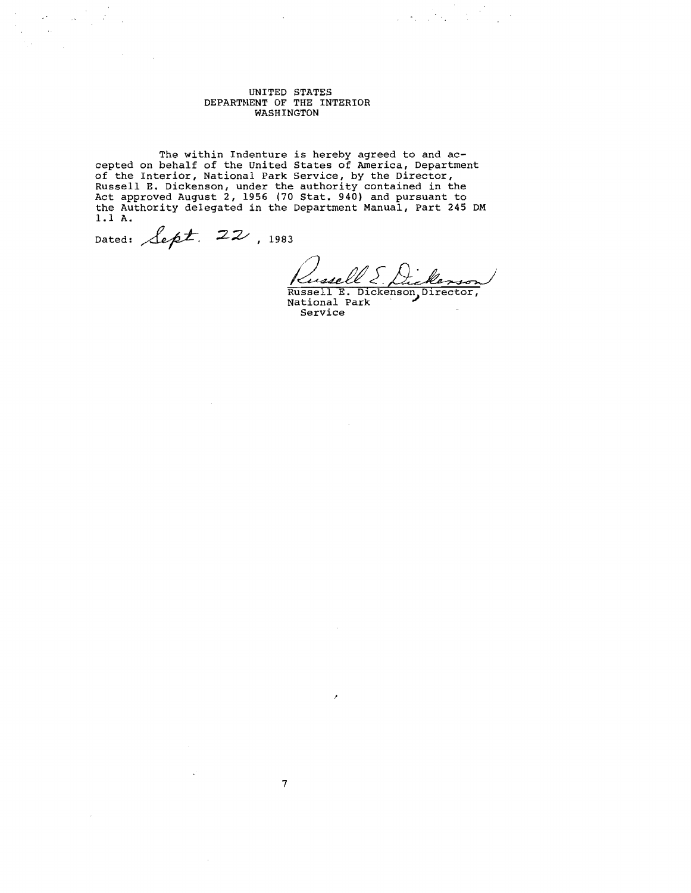UNITED STATES
DEPARTMENT OF THE INTERIOR
WASHINGTON

The within Indenture is hereby agreed to and accepted on behalf of the United States of America, Department of the Interior, National Park Service, by the Director, Russell E. Dickenson, under the authority contained in the Act approved August 2, 1956 (70 Stat. 940) and pursuant to the Authority delegated in the Department Manual, Part 245 DM 1.1 A.

Dated: Sept. 22, 1983

Russell E. Dickenson

Russell E. Dickenson, Director,
National Park
Service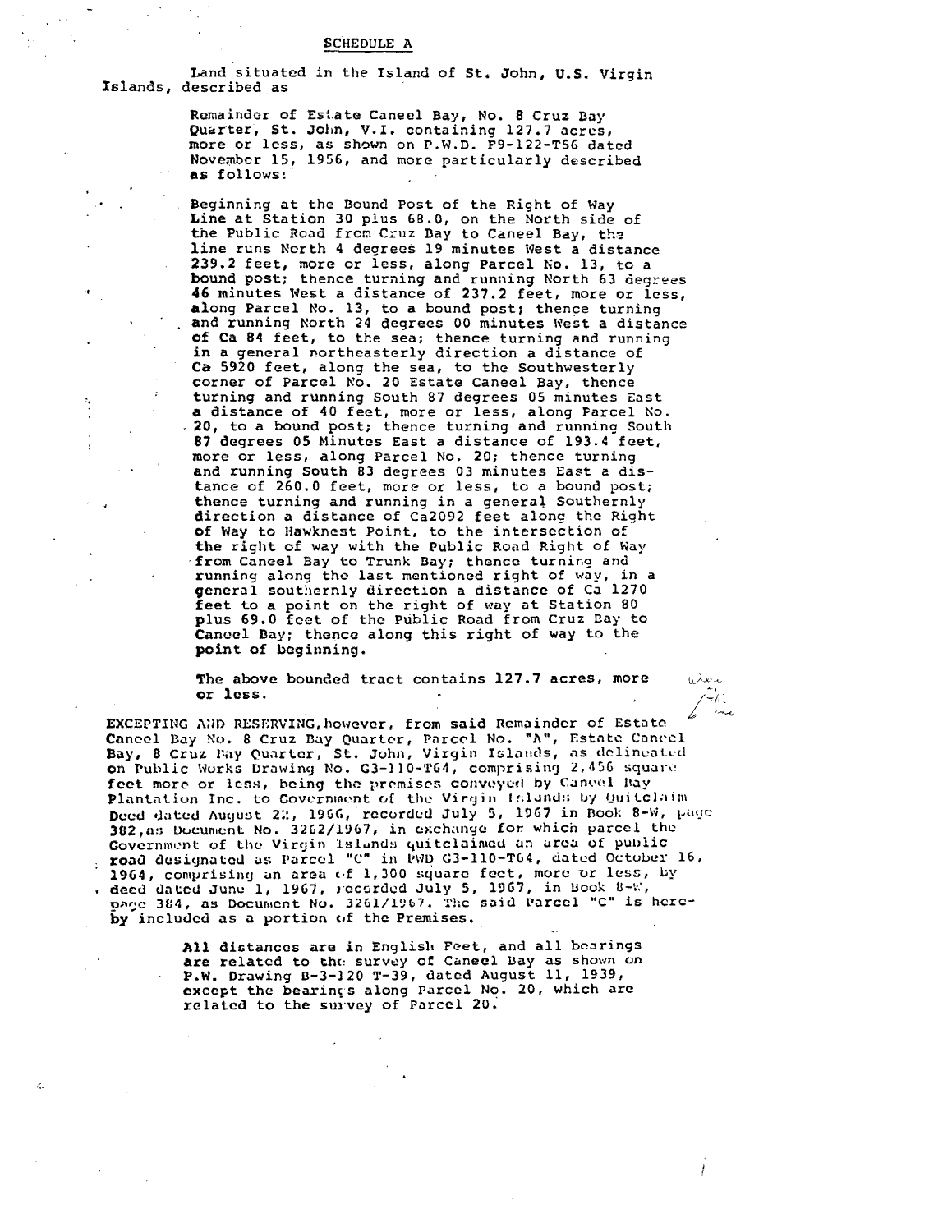## SCHEDULE A

Land situated in the Island of St. John, U.S. Virgin Islands, described as

Remainder of Estate Caneel Bay, No. 8 Cruz Bay Quarter, St. John, V.I. containing 127.7 acres, more or less, as shown on P.W.D. F9-122-T56 dated November 15, 1956, and more particularly described as follows:

Beginning at the Bound Post of the Right of Way Line at Station 30 plus 68.0, on the North side of the Public Road from Cruz Bay to Caneel Bay, the line runs North 4 degrees 19 minutes West a distance 239.2 feet, more or less, along Parcel No. 13, to a bound post; thence turning and running North 63 degrees 46 minutes West a distance of 237.2 feet, more or less, along Parcel No. 13, to a bound post; thence turning and running North 24 degrees 00 minutes West a distance of Ca 84 feet, to the sea; thence turning and running in a general northeasterly direction a distance of Ca 5920 feet, along the sea, to the Southwesterly corner of Parcel No. 20 Estate Caneel Bay, thence turning and running South 87 degrees 05 minutes East a distance of 40 feet, more or less, along Parcel No. 20, to a bound post; thence turning and running South 87 degrees 05 Minutes East a distance of 193.4 feet, more or less, along Parcel No. 20; thence turning and running South 83 degrees 03 minutes East a distance of 260.0 feet, more or less, to a bound post; thence turning and running in a general Southernly direction a distance of Ca2092 feet along the Right of Way to Hawknest Point, to the intersection of the right of way with the Public Road Right of Way from Caneel Bay to Trunk Bay; thence turning and running along the last mentioned right of way, in a general southernly direction a distance of Ca 1270 feet to a point on the right of way at Station 80 plus 69.0 feet of the Public Road from Cruz Bay to Caneel Bay; thence along this right of way to the point of beginning.

The above bounded tract contains 127.7 acres, more or less.

EXCEPTING AND RESERVING, however, from said Remainder of Estate Caneel Bay No. 8 Cruz Bay Quarter, Parcel No. "A", Estate Caneel Bay, 8 Cruz Bay Quarter, St. John, Virgin Islands, as delineated on Public Works Drawing No. G3-110-T64, comprising 2,456 square feet more or less, being the premises conveyed by Caneel Bay Plantation Inc. to Government of the Virgin Islands by Quitclaim Deed dated August 22, 1966, recorded July 5, 1967 in Book 8-W, page 382, as Document No. 3262/1967, in exchange for which parcel the Government of the Virgin Islands quitclaimed an area of public road designated as Parcel "C" in PWD G3-110-T64, dated October 16, 1964, comprising an area of 1,300 square feet, more or less, by deed dated June 1, 1967, recorded July 5, 1967, in Book 8-W, page 384, as Document No. 3261/1967. The said Parcel "C" is hereby included as a portion of the Premises.

All distances are in English Feet, and all bearings are related to the survey of Caneel Bay as shown on P.W. Drawing B-3-120 T-39, dated August 11, 1939, except the bearings along Parcel No. 20, which are related to the survey of Parcel 20.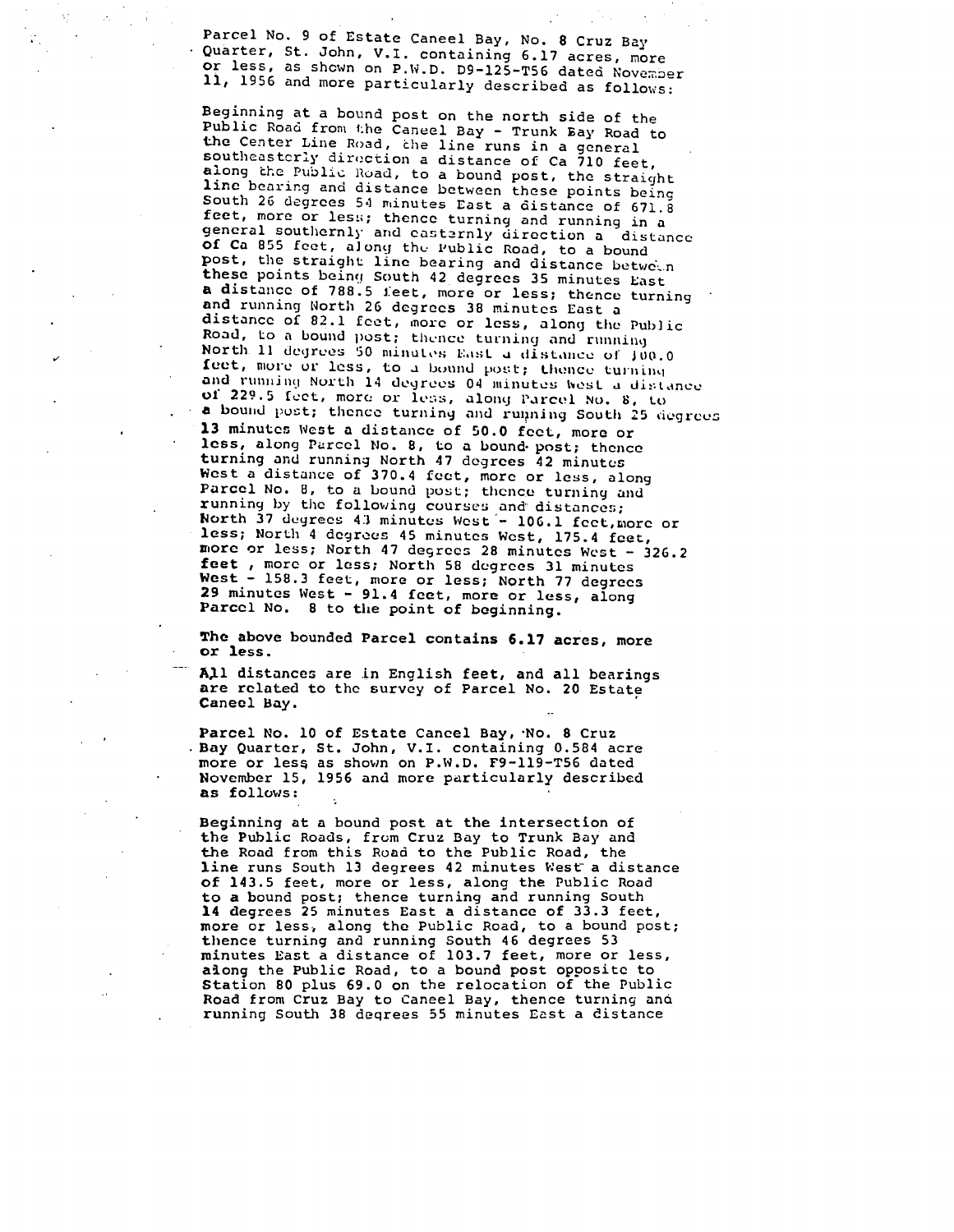Parcel No. 9 of Estate Caneel Bay, No. 8 Cruz Bay Quarter, St. John, V.I. containing 6.17 acres, more or less, as shown on P.W.D. D9-125-T56 dated November 11, 1956 and more particularly described as follows:

Beginning at a bound post on the north side of the Public Road from the Caneel Bay - Trunk Bay Road to the Center Line Road, the line runs in a general southeasterly direction a distance of Ca 710 feet, along the Public Road, to a bound post, the straight line bearing and distance between these points being South 26 degrees 54 minutes East a distance of 671.8 feet, more or less; thence turning and running in a general southernly and easternly direction a distance of Ca 855 feet, along the Public Road, to a bound post, the straight line bearing and distance between these points being South 42 degrees 35 minutes East a distance of 788.5 feet, more or less; thence turning and running North 26 degrees 38 minutes East a distance of 82.1 feet, more or less, along the Public Road, to a bound post; thence turning and running North 11 degrees 50 minutes East a distance of 100.0 feet, more or less, to a bound post; thence turning and running North 14 degrees 04 minutes West a distance of 229.5 feet, more or less, along Parcel No. 8, to a bound post; thence turning and running South 25 degrees 13 minutes West a distance of 50.0 feet, more or less, along Parcel No. 8, to a bound post; thence turning and running North 47 degrees 42 minutes West a distance of 370.4 feet, more or less, along Parcel No. 8, to a bound post; thence turning and running by the following courses and distances; North 37 degrees 43 minutes West - 106.1 feet, more or less; North 4 degrees 45 minutes West, 175.4 feet, more or less; North 47 degrees 28 minutes West - 326.2 feet, more or less; North 58 degrees 31 minutes West - 158.3 feet, more or less; North 77 degrees 29 minutes West - 91.4 feet, more or less, along Parcel No. 8 to the point of beginning.

The above bounded Parcel contains 6.17 acres, more or less.

All distances are in English feet, and all bearings are related to the survey of Parcel No. 20 Estate Caneel Bay.

Parcel No. 10 of Estate Cancel Bay, No. 8 Cruz Bay Quarter, St. John, V.I. containing 0.584 acre more or less as shown on P.W.D. F9-119-T56 dated November 15, 1956 and more particularly described as follows:

Beginning at a bound post at the intersection of the Public Roads, from Cruz Bay to Trunk Bay and the Road from this Road to the Public Road, the line runs South 13 degrees 42 minutes West a distance of 143.5 feet, more or less, along the Public Road to a bound post; thence turning and running South 14 degrees 25 minutes East a distance of 33.3 feet, more or less, along the Public Road, to a bound post; thence turning and running South 46 degrees 53 minutes East a distance of 103.7 feet, more or less, along the Public Road, to a bound post opposite to Station 80 plus 69.0 on the relocation of the Public Road from Cruz Bay to Caneel Bay, thence turning and running South 38 degrees 55 minutes East a distance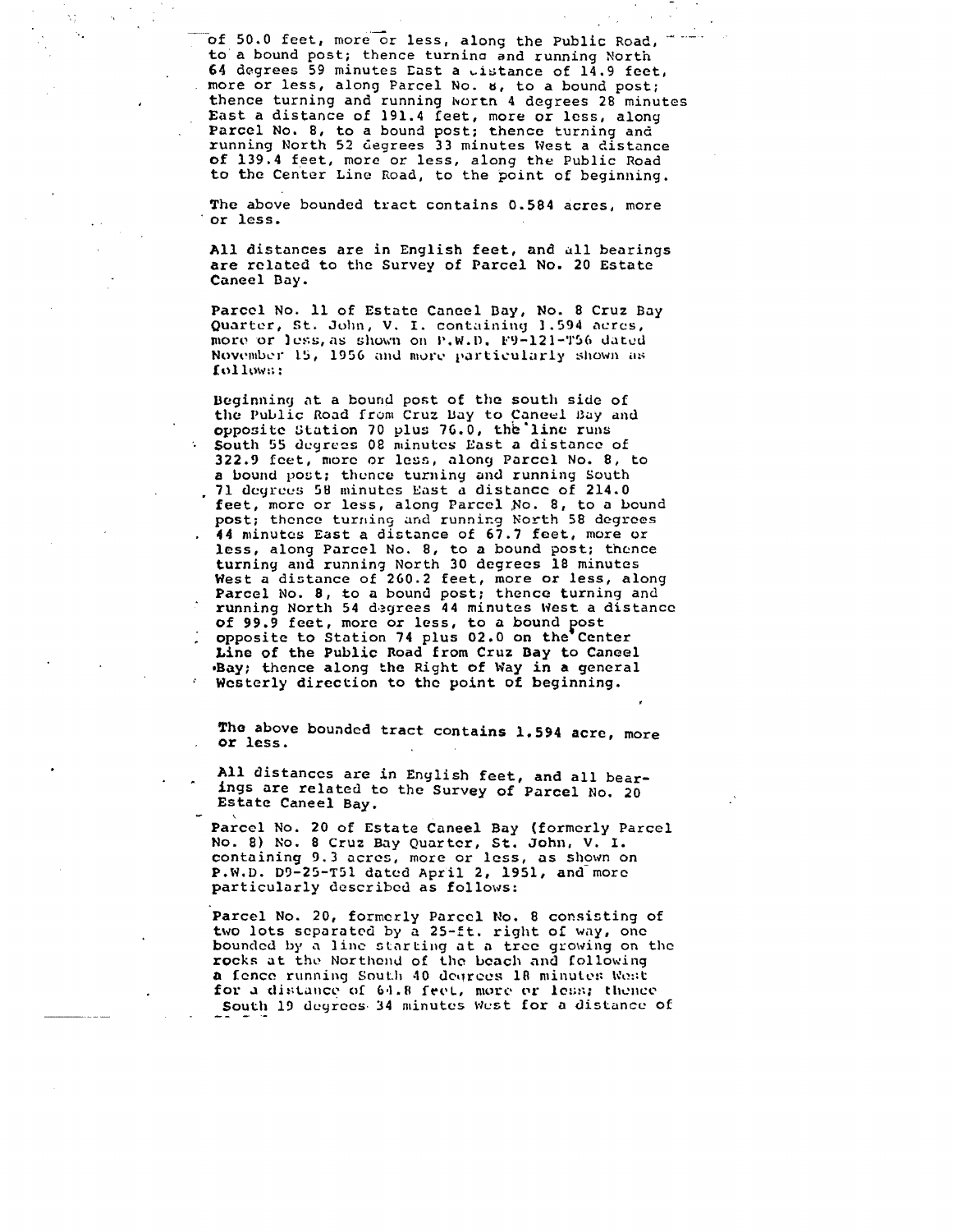of 50.0 feet, more or less, along the Public Road, to a bound post; thence turning and running North 64 degrees 59 minutes East a distance of 14.9 feet, more or less, along Parcel No. 8, to a bound post; thence turning and running North 4 degrees 28 minutes East a distance of 191.4 feet, more or less, along Parcel No. 8, to a bound post; thence turning and running North 52 degrees 33 minutes West a distance of 139.4 feet, more or less, along the Public Road to the Center Line Road, to the point of beginning.

The above bounded tract contains 0.584 acres, more or less.

All distances are in English feet, and all bearings are related to the Survey of Parcel No. 20 Estate Caneel Bay.

Parcel No. 11 of Estate Caneel Bay, No. 8 Cruz Bay Quarter, St. John, V. I. containing 1.594 acres, more or less, as shown on P.W.D. F9-121-T56 dated November 15, 1956 and more particularly shown as follows:

Beginning at a bound post of the south side of the Public Road from Cruz Bay to Caneel Bay and opposite Station 70 plus 76.0, the line runs South 55 degrees 08 minutes East a distance of 322.9 feet, more or less, along Parcel No. 8, to a bound post; thence turning and running South 71 degrees 58 minutes East a distance of 214.0 feet, more or less, along Parcel No. 8, to a bound post; thence turning and running North 58 degrees 44 minutes East a distance of 67.7 feet, more or less, along Parcel No. 8, to a bound post; thence turning and running North 30 degrees 18 minutes West a distance of 260.2 feet, more or less, along Parcel No. 8, to a bound post; thence turning and running North 54 degrees 44 minutes West a distance of 99.9 feet, more or less, to a bound post opposite to Station 74 plus 02.0 on the Center Line of the Public Road from Cruz Bay to Caneel Bay; thence along the Right of Way in a general Westerly direction to the point of beginning.

The above bounded tract contains 1.594 acre, more or less.

All distances are in English feet, and all bearings are related to the Survey of Parcel No. 20 Estate Caneel Bay.

Parcel No. 20 of Estate Caneel Bay (formerly Parcel No. 8) No. 8 Cruz Bay Quarter, St. John, V. I. containing 9.3 acres, more or less, as shown on P.W.D. D9-25-T51 dated April 2, 1951, and more particularly described as follows:

Parcel No. 20, formerly Parcel No. 8 consisting of two lots separated by a 25-ft. right of way, one bounded by a line starting at a tree growing on the rocks at the Northend of the beach and following a fence running South 40 degrees 18 minutes West for a distance of 64.8 feet, more or less; thence South 19 degrees 34 minutes West for a distance of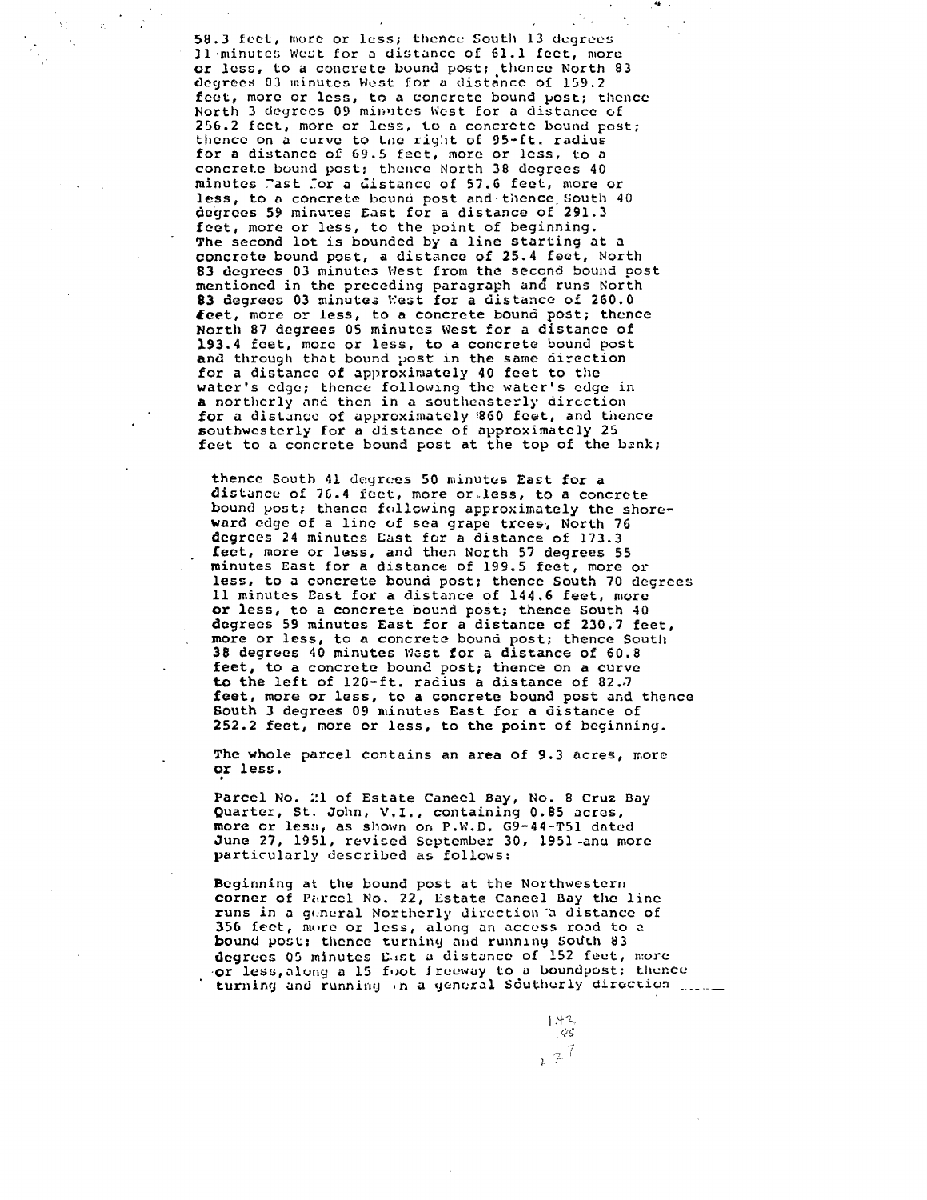58.3 feet, more or less; thence South 13 degrees 11 minutes West for a distance of 61.1 feet, more or less, to a concrete bound post; thence North 83 degrees 03 minutes West for a distance of 159.2 feet, more or less, to a concrete bound post; thence North 3 degrees 09 minutes West for a distance of 256.2 feet, more or less, to a concrete bound post; thence on a curve to the right of 95-ft. radius for a distance of 69.5 feet, more or less, to a concrete bound post; thence North 38 degrees 40 minutes East for a distance of 57.6 feet, more or less, to a concrete bound post and thence South 40 degrees 59 minutes East for a distance of 291.3 feet, more or less, to the point of beginning. The second lot is bounded by a line starting at a concrete bound post, a distance of 25.4 feet, North 83 degrees 03 minutes West from the second bound post mentioned in the preceding paragraph and runs North 83 degrees 03 minutes West for a distance of 260.0 feet, more or less, to a concrete bound post; thence North 87 degrees 05 minutes West for a distance of 193.4 feet, more or less, to a concrete bound post and through that bound post in the same direction for a distance of approximately 40 feet to the water's edge; thence following the water's edge in a northerly and then in a southeasterly direction for a distance of approximately 860 feet, and thence southwesterly for a distance of approximately 25 feet to a concrete bound post at the top of the bank;

thence South 41 degrees 50 minutes East for a distance of 76.4 feet, more or less, to a concrete bound post; thence following approximately the shoreward edge of a line of sea grape trees, North 76 degrees 24 minutes East for a distance of 173.3 feet, more or less, and then North 57 degrees 55 minutes East for a distance of 199.5 feet, more or less, to a concrete bound post; thence South 70 degrees 11 minutes East for a distance of 144.6 feet, more or less, to a concrete bound post; thence South 40 degrees 59 minutes East for a distance of 230.7 feet, more or less, to a concrete bound post; thence South 38 degrees 40 minutes West for a distance of 60.8 feet, to a concrete bound post; thence on a curve to the left of 120-ft. radius a distance of 82.7 feet, more or less, to a concrete bound post and thence South 3 degrees 09 minutes East for a distance of 252.2 feet, more or less, to the point of beginning.

The whole parcel contains an area of 9.3 acres, more or less.

Parcel No. 21 of Estate Caneel Bay, No. 8 Cruz Bay Quarter, St. John, V.I., containing 0.85 acres, more or less, as shown on P.W.D. G9-44-T51 dated June 27, 1951, revised September 30, 1951 and more particularly described as follows:

Beginning at the bound post at the Northwestern corner of Parcel No. 22, Estate Caneel Bay the line runs in a general Northerly direction a distance of 356 feet, more or less, along an access road to a bound post; thence turning and running South 83 degrees 05 minutes East a distance of 152 feet, more or less, along a 15 foot freeway to a boundpost; thence turning and running in a general Southerly direction \_\_\_\_\_

142
95
237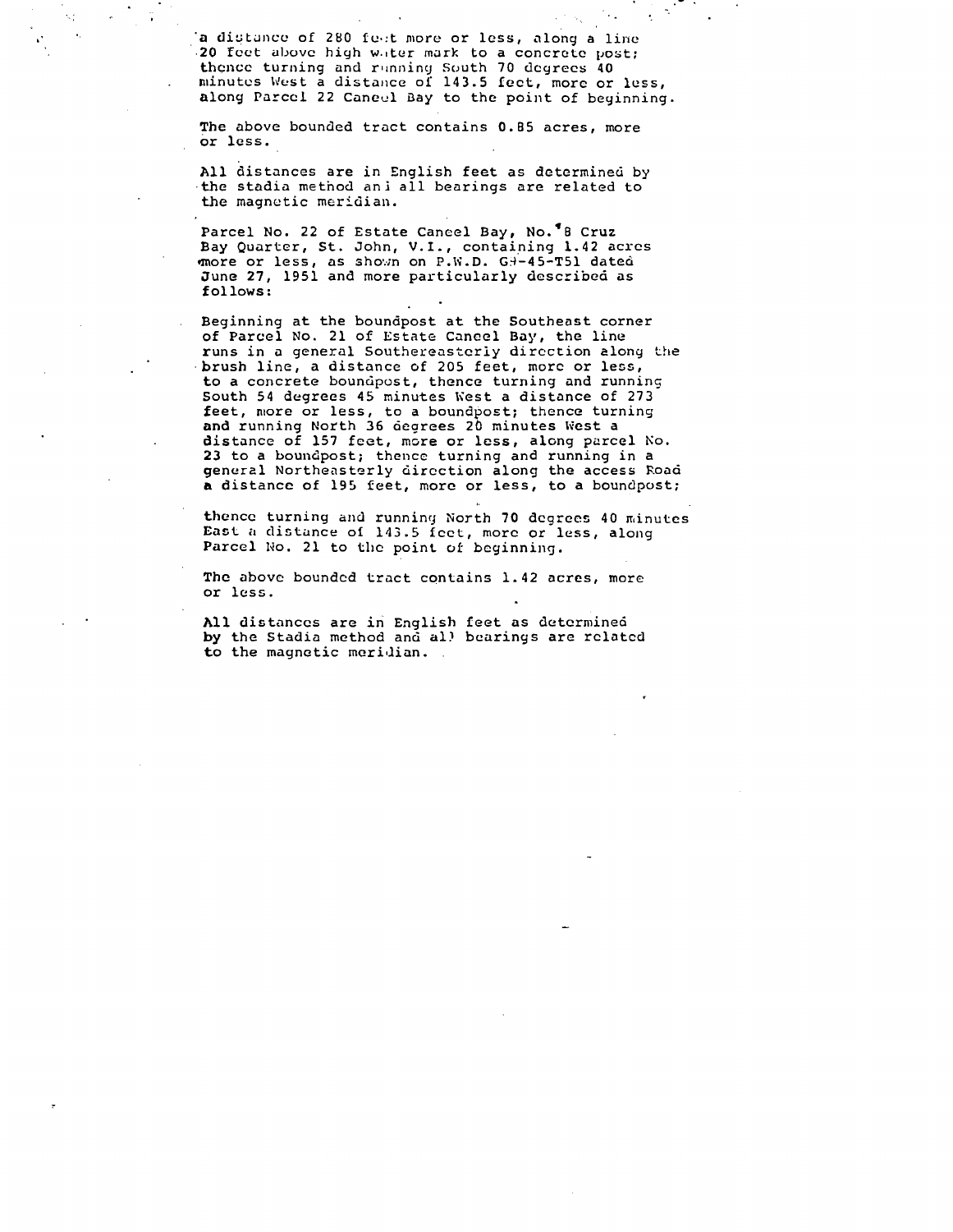a distance of 280 feet more or less, along a line 20 feet above high water mark to a concrete post; thence turning and running South 70 degrees 40 minutes West a distance of 143.5 feet, more or less, along Parcel 22 Caneel Bay to the point of beginning.

The above bounded tract contains 0.85 acres, more or less.

All distances are in English feet as determined by the stadia method and all bearings are related to the magnetic meridian.

Parcel No. 22 of Estate Caneel Bay, No. 8 Cruz Bay Quarter, St. John, V.I., containing 1.42 acres more or less, as shown on P.W.D. G9-45-T51 dated June 27, 1951 and more particularly described as follows:

Beginning at the boundpost at the Southeast corner of Parcel No. 21 of Estate Caneel Bay, the line runs in a general Southereasterly direction along the brush line, a distance of 205 feet, more or less, to a concrete boundpost, thence turning and running South 54 degrees 45 minutes West a distance of 273 feet, more or less, to a boundpost; thence turning and running North 36 degrees 20 minutes West a distance of 157 feet, more or less, along parcel No. 23 to a boundpost; thence turning and running in a general Northeasterly direction along the access Road a distance of 195 feet, more or less, to a boundpost;

thence turning and running North 70 degrees 40 minutes East a distance of 143.5 feet, more or less, along Parcel No. 21 to the point of beginning.

The above bounded tract contains 1.42 acres, more or less.

All distances are in English feet as determined by the Stadia method and all bearings are related to the magnetic meridian.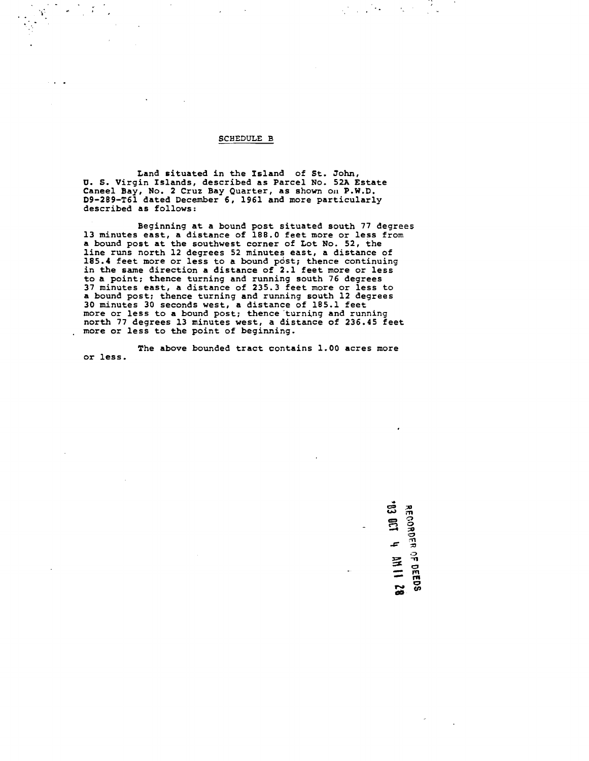## SCHEDULE B

Land situated in the Island of St. John, U. S. Virgin Islands, described as Parcel No. 52A Estate Caneel Bay, No. 2 Cruz Bay Quarter, as shown on P.W.D. D9-289-T61 dated December 6, 1961 and more particularly described as follows:

Beginning at a bound post situated south 77 degrees 13 minutes east, a distance of 188.0 feet more or less from a bound post at the southwest corner of Lot No. 52, the line runs north 12 degrees 52 minutes east, a distance of 185.4 feet more or less to a bound post; thence continuing in the same direction a distance of 2.1 feet more or less to a point; thence turning and running south 76 degrees 37 minutes east, a distance of 235.3 feet more or less to a bound post; thence turning and running south 12 degrees 30 minutes 30 seconds west, a distance of 185.1 feet more or less to a bound post; thence turning and running north 77 degrees 13 minutes west, a distance of 236.45 feet more or less to the point of beginning.

The above bounded tract contains 1.00 acres more or less.

RECORDER OF DEEDS
'83 OCT 4 AM 11 28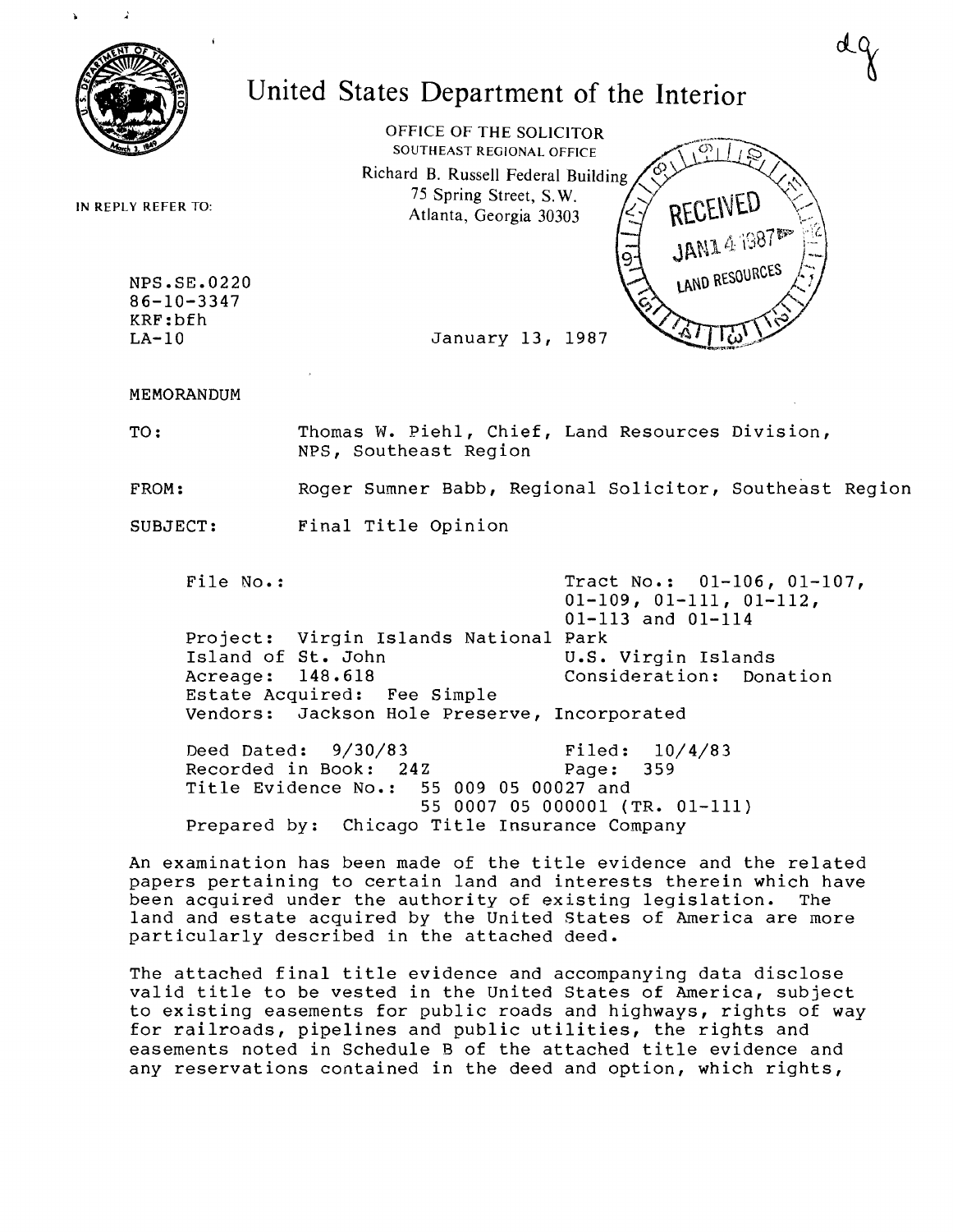# United States Department of the Interior

OFFICE OF THE SOLICITOR
SOUTHEAST REGIONAL OFFICE
Richard B. Russell Federal Building
75 Spring Street, S.W.
Atlanta, Georgia 30303

RECEIVED
JAN 14 1987
LAND RESOURCES

dg

IN REPLY REFER TO:

NPS.SE.0220
86-10-3347
KRF:bfh
LA-10

January 13, 1987

MEMORANDUM

TO: Thomas W. Piehl, Chief, Land Resources Division, NPS, Southeast Region

FROM: Roger Sumner Babb, Regional Solicitor, Southeast Region

SUBJECT: Final Title Opinion

File No.: Tract No.: 01-106, 01-107, 01-109, 01-111, 01-112, 01-113 and 01-114
Project: Virgin Islands National Park
Island of St. John U.S. Virgin Islands
Acreage: 148.618 Consideration: Donation
Estate Acquired: Fee Simple
Vendors: Jackson Hole Preserve, Incorporated

Deed Dated: 9/30/83 Filed: 10/4/83
Recorded in Book: 24Z Page: 359
Title Evidence No.: 55 009 05 00027 and 55 0007 05 000001 (TR. 01-111)
Prepared by: Chicago Title Insurance Company

An examination has been made of the title evidence and the related papers pertaining to certain land and interests therein which have been acquired under the authority of existing legislation. The land and estate acquired by the United States of America are more particularly described in the attached deed.

The attached final title evidence and accompanying data disclose valid title to be vested in the United States of America, subject to existing easements for public roads and highways, rights of way for railroads, pipelines and public utilities, the rights and easements noted in Schedule B of the attached title evidence and any reservations contained in the deed and option, which rights,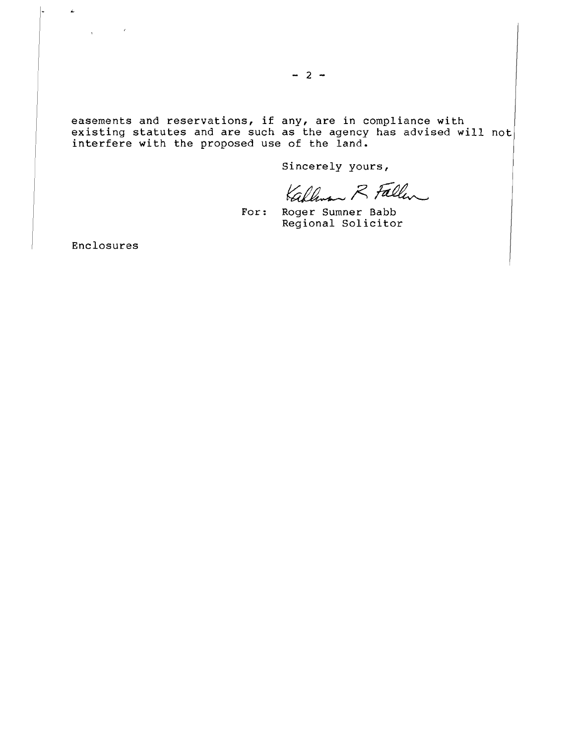easements and reservations, if any, are in compliance with existing statutes and are such as the agency has advised will not interfere with the proposed use of the land.

Sincerely yours,

Kallman R Fallen

For: Roger Sumner Babb
Regional Solicitor

Enclosures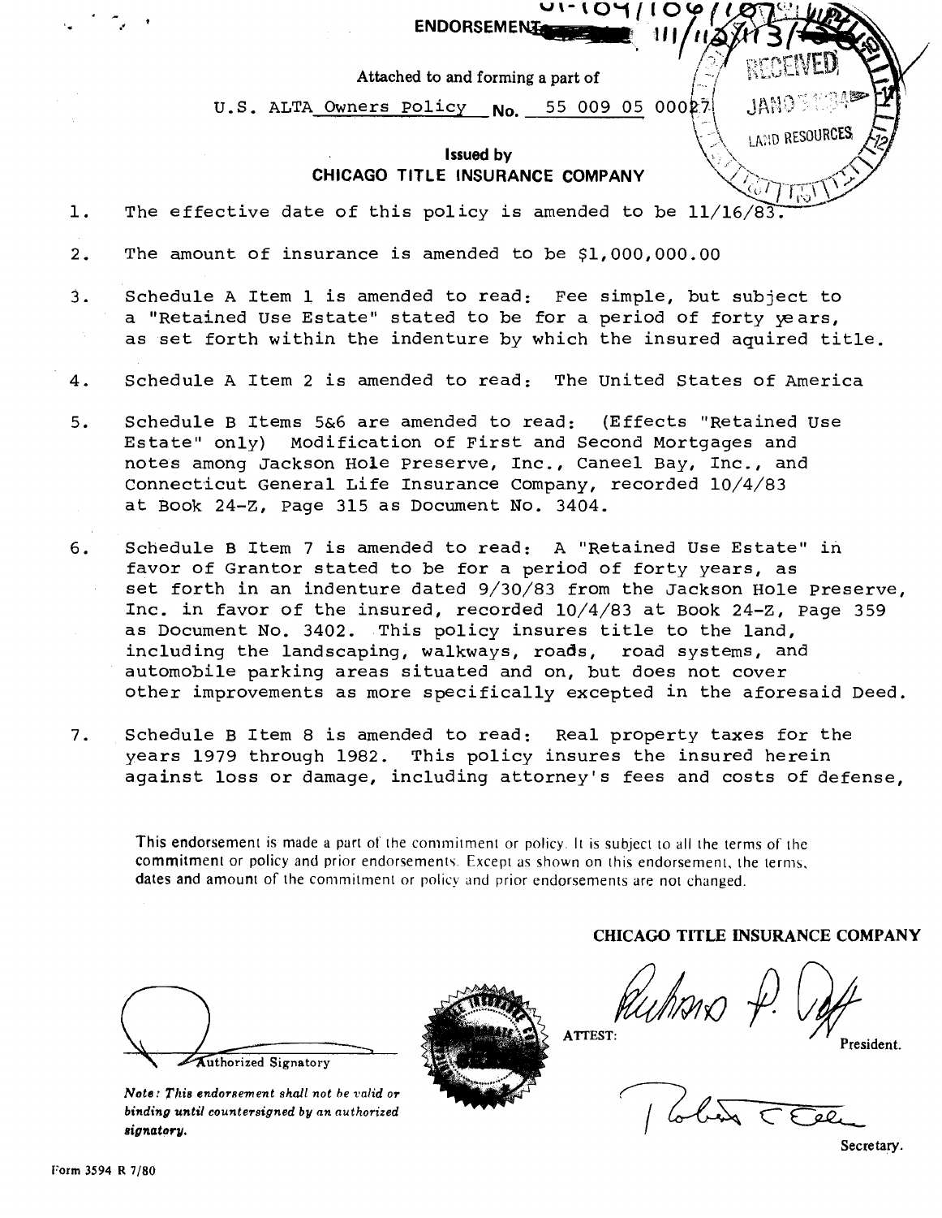ENDORSEMENT

01-104/106/107/111/112/113/

Attached to and forming a part of

U.S. ALTA Owners Policy No. 55 009 05 00027

RECEIVED JAN LAND RESOURCES

**Issued by**
**CHICAGO TITLE INSURANCE COMPANY**

1. The effective date of this policy is amended to be 11/16/83.

2. The amount of insurance is amended to be $1,000,000.00

3. Schedule A Item 1 is amended to read: Fee simple, but subject to a "Retained Use Estate" stated to be for a period of forty years, as set forth within the indenture by which the insured aquired title.

4. Schedule A Item 2 is amended to read: The United States of America

5. Schedule B Items 5&6 are amended to read: (Effects "Retained Use Estate" only) Modification of First and Second Mortgages and notes among Jackson Hole Preserve, Inc., Caneel Bay, Inc., and Connecticut General Life Insurance Company, recorded 10/4/83 at Book 24-Z, Page 315 as Document No. 3404.

6. Schedule B Item 7 is amended to read: A "Retained Use Estate" in favor of Grantor stated to be for a period of forty years, as set forth in an indenture dated 9/30/83 from the Jackson Hole Preserve, Inc. in favor of the insured, recorded 10/4/83 at Book 24-Z, Page 359 as Document No. 3402. This policy insures title to the land, including the landscaping, walkways, roads, road systems, and automobile parking areas situated and on, but does not cover other improvements as more specifically excepted in the aforesaid Deed.

7. Schedule B Item 8 is amended to read: Real property taxes for the years 1979 through 1982. This policy insures the insured herein against loss or damage, including attorney's fees and costs of defense,

This endorsement is made a part of the commitment or policy. It is subject to all the terms of the commitment or policy and prior endorsements. Except as shown on this endorsement, the terms, dates and amount of the commitment or policy and prior endorsements are not changed.

**CHICAGO TITLE INSURANCE COMPANY**

Authorized Signatory

***Note: This endorsement shall not be valid or binding until countersigned by an authorized signatory.***

ATTEST: President.

Secretary.

Form 3594 R 7/80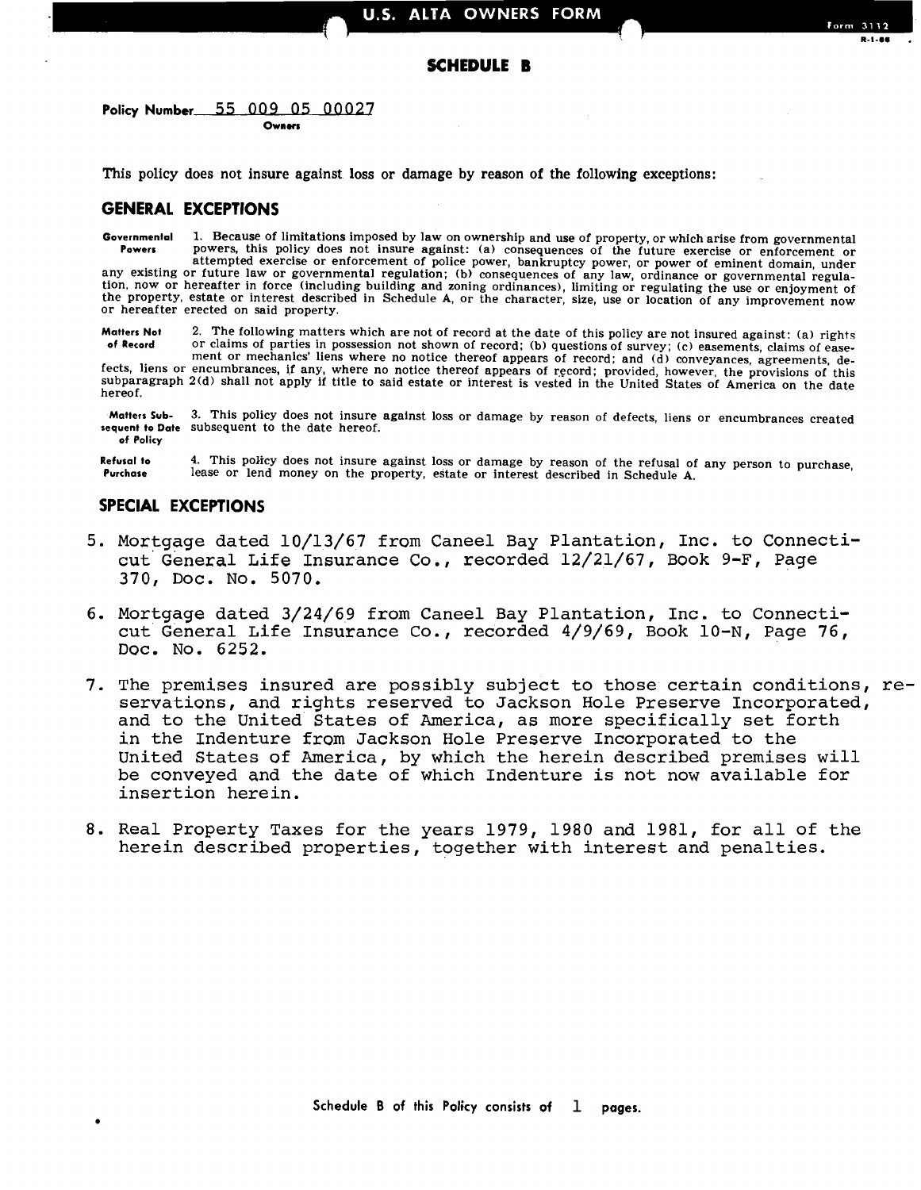U.S. ALTA OWNERS FORM

Form 3112
R-1-66

## SCHEDULE B

Policy Number 55 009 05 00027
Owners

This policy does not insure against loss or damage by reason of the following exceptions:

## GENERAL EXCEPTIONS

**Governmental Powers** 1. Because of limitations imposed by law on ownership and use of property, or which arise from governmental powers, this policy does not insure against: (a) consequences of the future exercise or enforcement or attempted exercise or enforcement of police power, bankruptcy power, or power of eminent domain, under any existing or future law or governmental regulation; (b) consequences of any law, ordinance or governmental regulation, now or hereafter in force (including building and zoning ordinances), limiting or regulating the use or enjoyment of the property, estate or interest described in Schedule A, or the character, size, use or location of any improvement now or hereafter erected on said property.

**Matters Not of Record** 2. The following matters which are not of record at the date of this policy are not insured against: (a) rights or claims of parties in possession not shown of record; (b) questions of survey; (c) easements, claims of easement or mechanics' liens where no notice thereof appears of record; and (d) conveyances, agreements, defects, liens or encumbrances, if any, where no notice thereof appears of record; provided, however, the provisions of this subparagraph 2(d) shall not apply if title to said estate or interest is vested in the United States of America on the date hereof.

**Matters Subsequent to Date of Policy** 3. This policy does not insure against loss or damage by reason of defects, liens or encumbrances created subsequent to the date hereof.

**Refusal to Purchase** 4. This policy does not insure against loss or damage by reason of the refusal of any person to purchase, lease or lend money on the property, estate or interest described in Schedule A.

## SPECIAL EXCEPTIONS

5. Mortgage dated 10/13/67 from Caneel Bay Plantation, Inc. to Connecticut General Life Insurance Co., recorded 12/21/67, Book 9-F, Page 370, Doc. No. 5070.

6. Mortgage dated 3/24/69 from Caneel Bay Plantation, Inc. to Connecticut General Life Insurance Co., recorded 4/9/69, Book 10-N, Page 76, Doc. No. 6252.

7. The premises insured are possibly subject to those certain conditions, reservations, and rights reserved to Jackson Hole Preserve Incorporated, and to the United States of America, as more specifically set forth in the Indenture from Jackson Hole Preserve Incorporated to the United States of America, by which the herein described premises will be conveyed and the date of which Indenture is not now available for insertion herein.

8. Real Property Taxes for the years 1979, 1980 and 1981, for all of the herein described properties, together with interest and penalties.

Schedule B of this Policy consists of 1 pages.